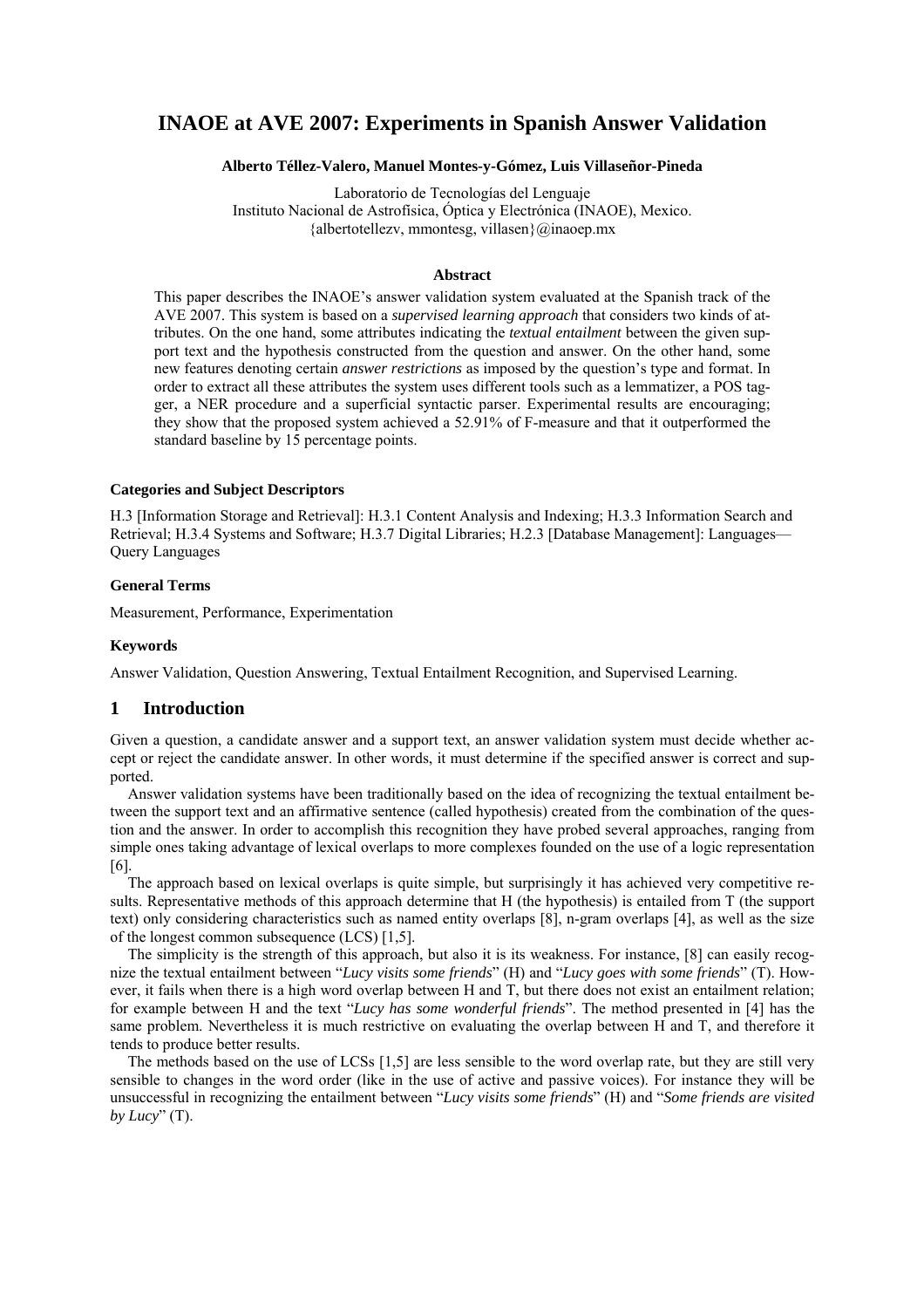# INAOE at AVE 2007: Experiments in Spanish Answer Validation

**Alberto Téllez-Valero, Manuel Montes-y-Gómez, Luis Villaseñor-Pineda**

Laboratorio de Tecnologías del Lenguaje
Instituto Nacional de Astrofísica, Óptica y Electrónica (INAOE), Mexico.
{albertotellezv, mmontesg, villasen}@inaoep.mx

### Abstract

This paper describes the INAOE's answer validation system evaluated at the Spanish track of the AVE 2007. This system is based on a *supervised learning approach* that considers two kinds of attributes. On the one hand, some attributes indicating the *textual entailment* between the given support text and the hypothesis constructed from the question and answer. On the other hand, some new features denoting certain *answer restrictions* as imposed by the question's type and format. In order to extract all these attributes the system uses different tools such as a lemmatizer, a POS tagger, a NER procedure and a superficial syntactic parser. Experimental results are encouraging; they show that the proposed system achieved a 52.91% of F-measure and that it outperformed the standard baseline by 15 percentage points.

#### Categories and Subject Descriptors

H.3 [Information Storage and Retrieval]: H.3.1 Content Analysis and Indexing; H.3.3 Information Search and Retrieval; H.3.4 Systems and Software; H.3.7 Digital Libraries; H.2.3 [Database Management]: Languages—Query Languages

#### General Terms

Measurement, Performance, Experimentation

#### Keywords

Answer Validation, Question Answering, Textual Entailment Recognition, and Supervised Learning.

## 1 Introduction

Given a question, a candidate answer and a support text, an answer validation system must decide whether accept or reject the candidate answer. In other words, it must determine if the specified answer is correct and supported.

Answer validation systems have been traditionally based on the idea of recognizing the textual entailment between the support text and an affirmative sentence (called hypothesis) created from the combination of the question and the answer. In order to accomplish this recognition they have probed several approaches, ranging from simple ones taking advantage of lexical overlaps to more complexes founded on the use of a logic representation [6].

The approach based on lexical overlaps is quite simple, but surprisingly it has achieved very competitive results. Representative methods of this approach determine that H (the hypothesis) is entailed from T (the support text) only considering characteristics such as named entity overlaps [8], n-gram overlaps [4], as well as the size of the longest common subsequence (LCS) [1,5].

The simplicity is the strength of this approach, but also it is its weakness. For instance, [8] can easily recognize the textual entailment between "*Lucy visits some friends*" (H) and "*Lucy goes with some friends*" (T). However, it fails when there is a high word overlap between H and T, but there does not exist an entailment relation; for example between H and the text "*Lucy has some wonderful friends*". The method presented in [4] has the same problem. Nevertheless it is much restrictive on evaluating the overlap between H and T, and therefore it tends to produce better results.

The methods based on the use of LCSs [1,5] are less sensible to the word overlap rate, but they are still very sensible to changes in the word order (like in the use of active and passive voices). For instance they will be unsuccessful in recognizing the entailment between "*Lucy visits some friends*" (H) and "*Some friends are visited by Lucy*" (T).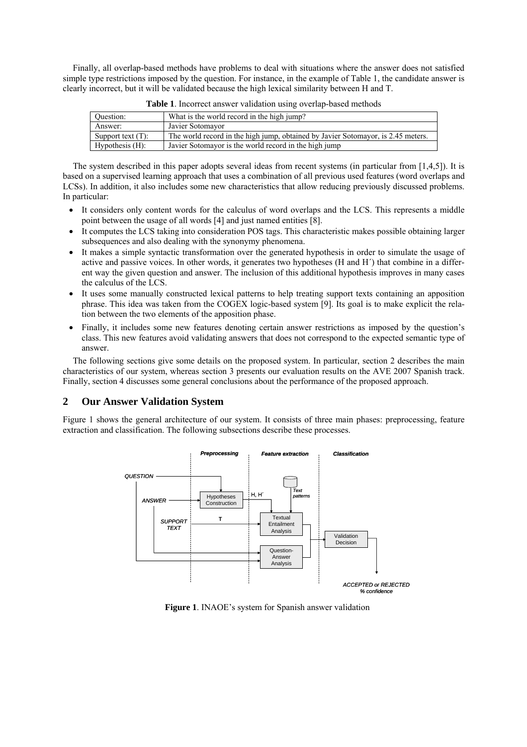Finally, all overlap-based methods have problems to deal with situations where the answer does not satisfied simple type restrictions imposed by the question. For instance, in the example of Table 1, the candidate answer is clearly incorrect, but it will be validated because the high lexical similarity between H and T.

**Table 1**. Incorrect answer validation using overlap-based methods

| Question: | What is the world record in the high jump? |
|---|---|
| Answer: | Javier Sotomayor |
| Support text (T): | The world record in the high jump, obtained by Javier Sotomayor, is 2.45 meters. |
| Hypothesis (H): | Javier Sotomayor is the world record in the high jump |

The system described in this paper adopts several ideas from recent systems (in particular from [1,4,5]). It is based on a supervised learning approach that uses a combination of all previous used features (word overlaps and LCSs). In addition, it also includes some new characteristics that allow reducing previously discussed problems. In particular:

- It considers only content words for the calculus of word overlaps and the LCS. This represents a middle point between the usage of all words [4] and just named entities [8].
- It computes the LCS taking into consideration POS tags. This characteristic makes possible obtaining larger subsequences and also dealing with the synonymy phenomena.
- It makes a simple syntactic transformation over the generated hypothesis in order to simulate the usage of active and passive voices. In other words, it generates two hypotheses (H and H´) that combine in a different way the given question and answer. The inclusion of this additional hypothesis improves in many cases the calculus of the LCS.
- It uses some manually constructed lexical patterns to help treating support texts containing an apposition phrase. This idea was taken from the COGEX logic-based system [9]. Its goal is to make explicit the relation between the two elements of the apposition phase.
- Finally, it includes some new features denoting certain answer restrictions as imposed by the question's class. This new features avoid validating answers that does not correspond to the expected semantic type of answer.

The following sections give some details on the proposed system. In particular, section 2 describes the main characteristics of our system, whereas section 3 presents our evaluation results on the AVE 2007 Spanish track. Finally, section 4 discusses some general conclusions about the performance of the proposed approach.

## 2 Our Answer Validation System

Figure 1 shows the general architecture of our system. It consists of three main phases: preprocessing, feature extraction and classification. The following subsections describe these processes.

**Figure 1**. INAOE's system for Spanish answer validation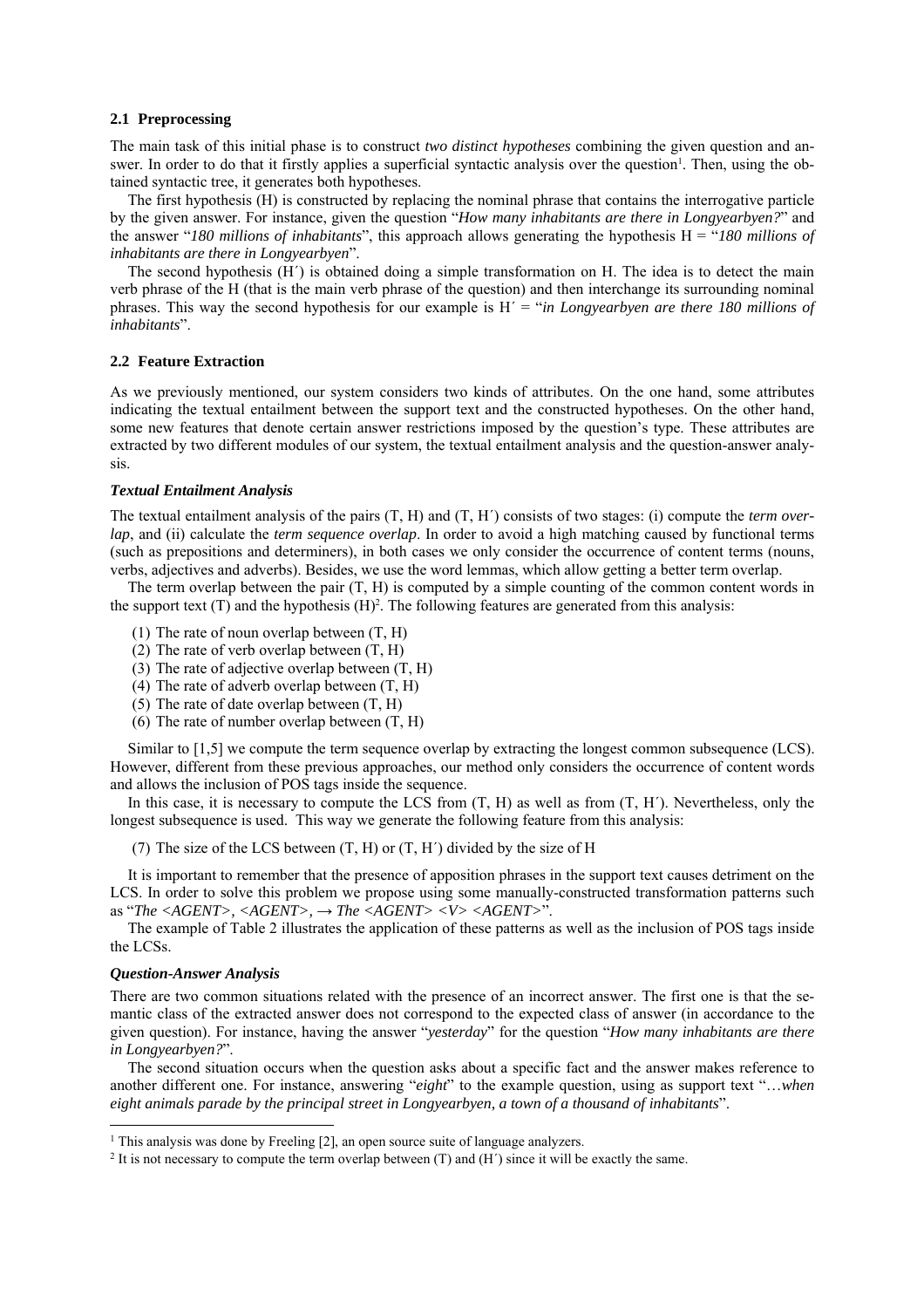### 2.1 Preprocessing

The main task of this initial phase is to construct *two distinct hypotheses* combining the given question and answer. In order to do that it firstly applies a superficial syntactic analysis over the question[1]. Then, using the obtained syntactic tree, it generates both hypotheses.

The first hypothesis (H) is constructed by replacing the nominal phrase that contains the interrogative particle by the given answer. For instance, given the question "*How many inhabitants are there in Longyearbyen?*" and the answer "*180 millions of inhabitants*", this approach allows generating the hypothesis H = "*180 millions of inhabitants are there in Longyearbyen*".

The second hypothesis (H´) is obtained doing a simple transformation on H. The idea is to detect the main verb phrase of the H (that is the main verb phrase of the question) and then interchange its surrounding nominal phrases. This way the second hypothesis for our example is H´ = "*in Longyearbyen are there 180 millions of inhabitants*".

### 2.2 Feature Extraction

As we previously mentioned, our system considers two kinds of attributes. On the one hand, some attributes indicating the textual entailment between the support text and the constructed hypotheses. On the other hand, some new features that denote certain answer restrictions imposed by the question's type. These attributes are extracted by two different modules of our system, the textual entailment analysis and the question-answer analysis.

#### *Textual Entailment Analysis*

The textual entailment analysis of the pairs (T, H) and (T, H´) consists of two stages: (i) compute the *term overlap*, and (ii) calculate the *term sequence overlap*. In order to avoid a high matching caused by functional terms (such as prepositions and determiners), in both cases we only consider the occurrence of content terms (nouns, verbs, adjectives and adverbs). Besides, we use the word lemmas, which allow getting a better term overlap.

The term overlap between the pair (T, H) is computed by a simple counting of the common content words in the support text (T) and the hypothesis (H)[2]. The following features are generated from this analysis:

(1) The rate of noun overlap between (T, H)
(2) The rate of verb overlap between (T, H)
(3) The rate of adjective overlap between (T, H)
(4) The rate of adverb overlap between (T, H)
(5) The rate of date overlap between (T, H)
(6) The rate of number overlap between (T, H)

Similar to [1,5] we compute the term sequence overlap by extracting the longest common subsequence (LCS). However, different from these previous approaches, our method only considers the occurrence of content words and allows the inclusion of POS tags inside the sequence.

In this case, it is necessary to compute the LCS from (T, H) as well as from (T, H´). Nevertheless, only the longest subsequence is used. This way we generate the following feature from this analysis:

(7) The size of the LCS between (T, H) or (T, H´) divided by the size of H

It is important to remember that the presence of apposition phrases in the support text causes detriment on the LCS. In order to solve this problem we propose using some manually-constructed transformation patterns such as "*The <AGENT>, <AGENT>, → The <AGENT> <V> <AGENT>*".

The example of Table 2 illustrates the application of these patterns as well as the inclusion of POS tags inside the LCSs.

#### *Question-Answer Analysis*

There are two common situations related with the presence of an incorrect answer. The first one is that the semantic class of the extracted answer does not correspond to the expected class of answer (in accordance to the given question). For instance, having the answer "*yesterday*" for the question "*How many inhabitants are there in Longyearbyen?*".

The second situation occurs when the question asks about a specific fact and the answer makes reference to another different one. For instance, answering "*eight*" to the example question, using as support text "…*when eight animals parade by the principal street in Longyearbyen, a town of a thousand of inhabitants*".

[1] This analysis was done by Freeling [2], an open source suite of language analyzers.

[2] It is not necessary to compute the term overlap between (T) and (H´) since it will be exactly the same.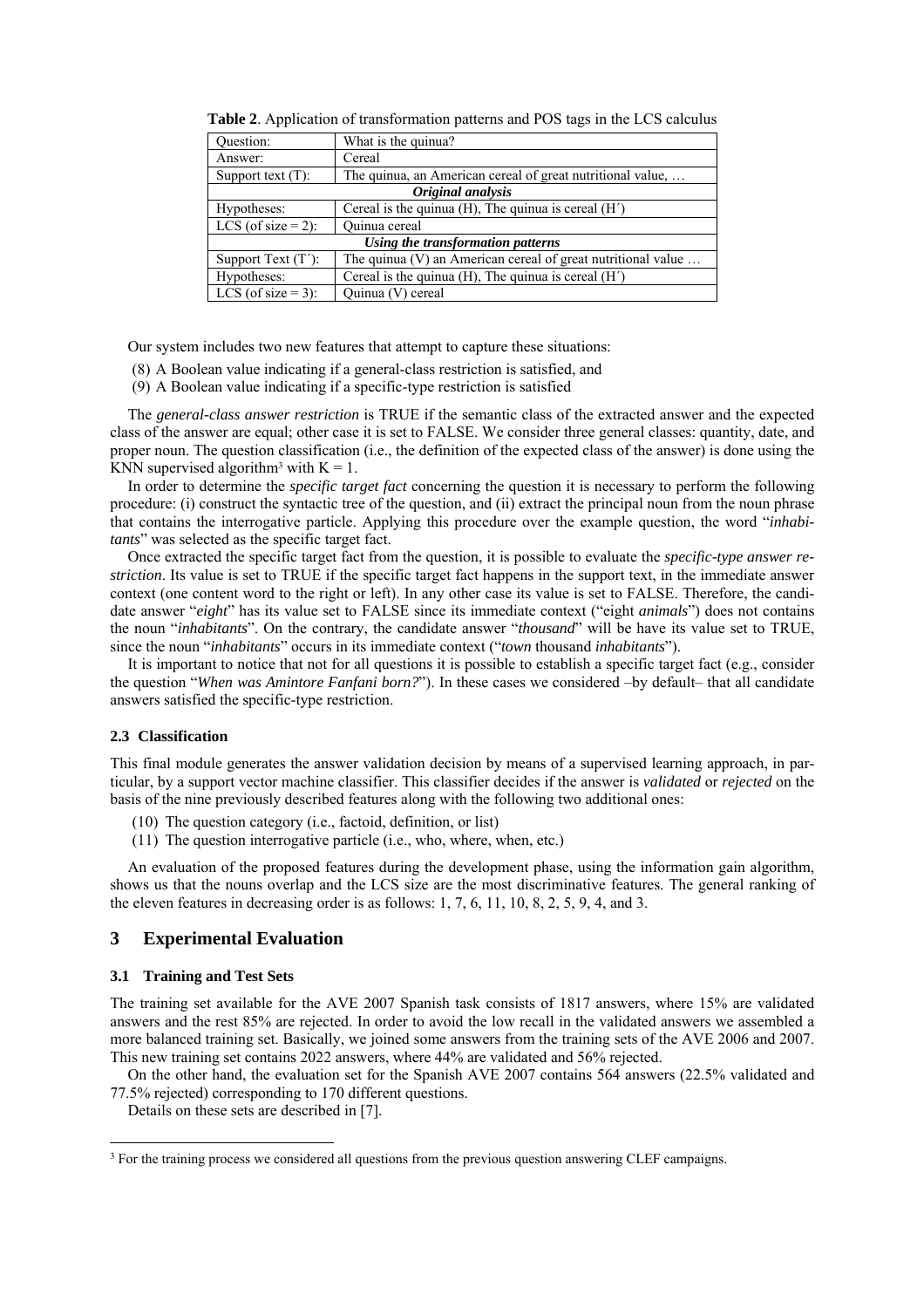**Table 2**. Application of transformation patterns and POS tags in the LCS calculus

| Question: | What is the quinua? |
|---|---|
| Answer: | Cereal |
| Support text (T): | The quinua, an American cereal of great nutritional value, … |
| ***Original analysis*** | |
| Hypotheses: | Cereal is the quinua (H), The quinua is cereal (H´) |
| LCS (of size = 2): | Quinua cereal |
| ***Using the transformation patterns*** | |
| Support Text (T´): | The quinua (V) an American cereal of great nutritional value … |
| Hypotheses: | Cereal is the quinua (H), The quinua is cereal (H´) |
| LCS (of size = 3): | Quinua (V) cereal |

Our system includes two new features that attempt to capture these situations:

(8) A Boolean value indicating if a general-class restriction is satisfied, and
(9) A Boolean value indicating if a specific-type restriction is satisfied

The *general-class answer restriction* is TRUE if the semantic class of the extracted answer and the expected class of the answer are equal; other case it is set to FALSE. We consider three general classes: quantity, date, and proper noun. The question classification (i.e., the definition of the expected class of the answer) is done using the KNN supervised algorithm[3] with K = 1.

In order to determine the *specific target fact* concerning the question it is necessary to perform the following procedure: (i) construct the syntactic tree of the question, and (ii) extract the principal noun from the noun phrase that contains the interrogative particle. Applying this procedure over the example question, the word "*inhabitants*" was selected as the specific target fact.

Once extracted the specific target fact from the question, it is possible to evaluate the *specific-type answer restriction*. Its value is set to TRUE if the specific target fact happens in the support text, in the immediate answer context (one content word to the right or left). In any other case its value is set to FALSE. Therefore, the candidate answer "*eight*" has its value set to FALSE since its immediate context ("eight *animals*") does not contains the noun "*inhabitants*". On the contrary, the candidate answer "*thousand*" will be have its value set to TRUE, since the noun "*inhabitants*" occurs in its immediate context ("*town* thousand *inhabitants*").

It is important to notice that not for all questions it is possible to establish a specific target fact (e.g., consider the question "*When was Amintore Fanfani born?*"). In these cases we considered –by default– that all candidate answers satisfied the specific-type restriction.

### 2.3 Classification

This final module generates the answer validation decision by means of a supervised learning approach, in particular, by a support vector machine classifier. This classifier decides if the answer is *validated* or *rejected* on the basis of the nine previously described features along with the following two additional ones:

(10) The question category (i.e., factoid, definition, or list)
(11) The question interrogative particle (i.e., who, where, when, etc.)

An evaluation of the proposed features during the development phase, using the information gain algorithm, shows us that the nouns overlap and the LCS size are the most discriminative features. The general ranking of the eleven features in decreasing order is as follows: 1, 7, 6, 11, 10, 8, 2, 5, 9, 4, and 3.

## 3 Experimental Evaluation

### 3.1 Training and Test Sets

The training set available for the AVE 2007 Spanish task consists of 1817 answers, where 15% are validated answers and the rest 85% are rejected. In order to avoid the low recall in the validated answers we assembled a more balanced training set. Basically, we joined some answers from the training sets of the AVE 2006 and 2007. This new training set contains 2022 answers, where 44% are validated and 56% rejected.

On the other hand, the evaluation set for the Spanish AVE 2007 contains 564 answers (22.5% validated and 77.5% rejected) corresponding to 170 different questions.

Details on these sets are described in [7].

[3] For the training process we considered all questions from the previous question answering CLEF campaigns.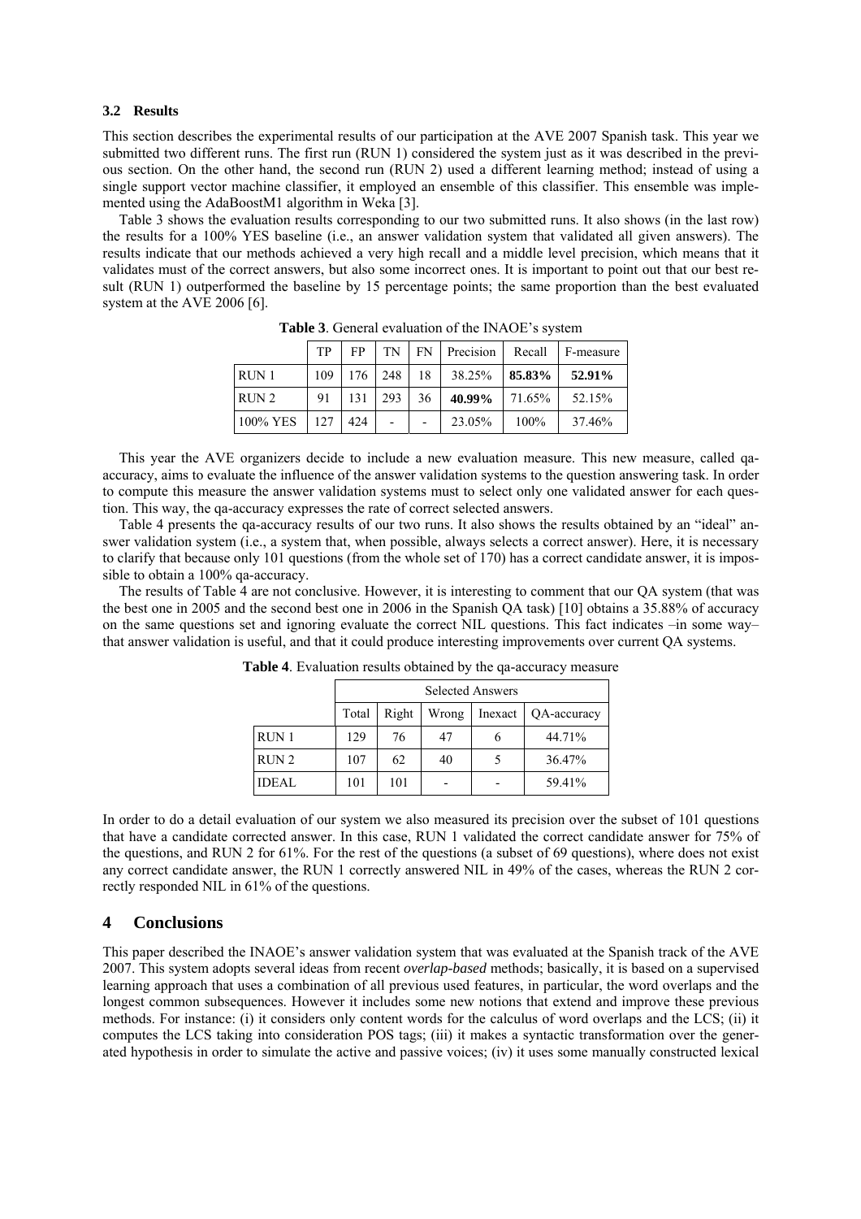### 3.2 Results

This section describes the experimental results of our participation at the AVE 2007 Spanish task. This year we submitted two different runs. The first run (RUN 1) considered the system just as it was described in the previous section. On the other hand, the second run (RUN 2) used a different learning method; instead of using a single support vector machine classifier, it employed an ensemble of this classifier. This ensemble was implemented using the AdaBoostM1 algorithm in Weka [3].

Table 3 shows the evaluation results corresponding to our two submitted runs. It also shows (in the last row) the results for a 100% YES baseline (i.e., an answer validation system that validated all given answers). The results indicate that our methods achieved a very high recall and a middle level precision, which means that it validates must of the correct answers, but also some incorrect ones. It is important to point out that our best result (RUN 1) outperformed the baseline by 15 percentage points; the same proportion than the best evaluated system at the AVE 2006 [6].

**Table 3**. General evaluation of the INAOE's system

| | TP | FP | TN | FN | Precision | Recall | F-measure |
|---|---|---|---|---|---|---|---|
| RUN 1 | 109 | 176 | 248 | 18 | 38.25% | **85.83%** | **52.91%** |
| RUN 2 | 91 | 131 | 293 | 36 | **40.99%** | 71.65% | 52.15% |
| 100% YES | 127 | 424 | - | - | 23.05% | 100% | 37.46% |

This year the AVE organizers decide to include a new evaluation measure. This new measure, called qa-accuracy, aims to evaluate the influence of the answer validation systems to the question answering task. In order to compute this measure the answer validation systems must to select only one validated answer for each question. This way, the qa-accuracy expresses the rate of correct selected answers.

Table 4 presents the qa-accuracy results of our two runs. It also shows the results obtained by an "ideal" answer validation system (i.e., a system that, when possible, always selects a correct answer). Here, it is necessary to clarify that because only 101 questions (from the whole set of 170) has a correct candidate answer, it is impossible to obtain a 100% qa-accuracy.

The results of Table 4 are not conclusive. However, it is interesting to comment that our QA system (that was the best one in 2005 and the second best one in 2006 in the Spanish QA task) [10] obtains a 35.88% of accuracy on the same questions set and ignoring evaluate the correct NIL questions. This fact indicates –in some way– that answer validation is useful, and that it could produce interesting improvements over current QA systems.

**Table 4**. Evaluation results obtained by the qa-accuracy measure

| | Selected Answers | | | | |
|---|---|---|---|---|---|
| | Total | Right | Wrong | Inexact | QA-accuracy |
| RUN 1 | 129 | 76 | 47 | 6 | 44.71% |
| RUN 2 | 107 | 62 | 40 | 5 | 36.47% |
| IDEAL | 101 | 101 | - | - | 59.41% |

In order to do a detail evaluation of our system we also measured its precision over the subset of 101 questions that have a candidate corrected answer. In this case, RUN 1 validated the correct candidate answer for 75% of the questions, and RUN 2 for 61%. For the rest of the questions (a subset of 69 questions), where does not exist any correct candidate answer, the RUN 1 correctly answered NIL in 49% of the cases, whereas the RUN 2 correctly responded NIL in 61% of the questions.

## 4 Conclusions

This paper described the INAOE's answer validation system that was evaluated at the Spanish track of the AVE 2007. This system adopts several ideas from recent *overlap-based* methods; basically, it is based on a supervised learning approach that uses a combination of all previous used features, in particular, the word overlaps and the longest common subsequences. However it includes some new notions that extend and improve these previous methods. For instance: (i) it considers only content words for the calculus of word overlaps and the LCS; (ii) it computes the LCS taking into consideration POS tags; (iii) it makes a syntactic transformation over the generated hypothesis in order to simulate the active and passive voices; (iv) it uses some manually constructed lexical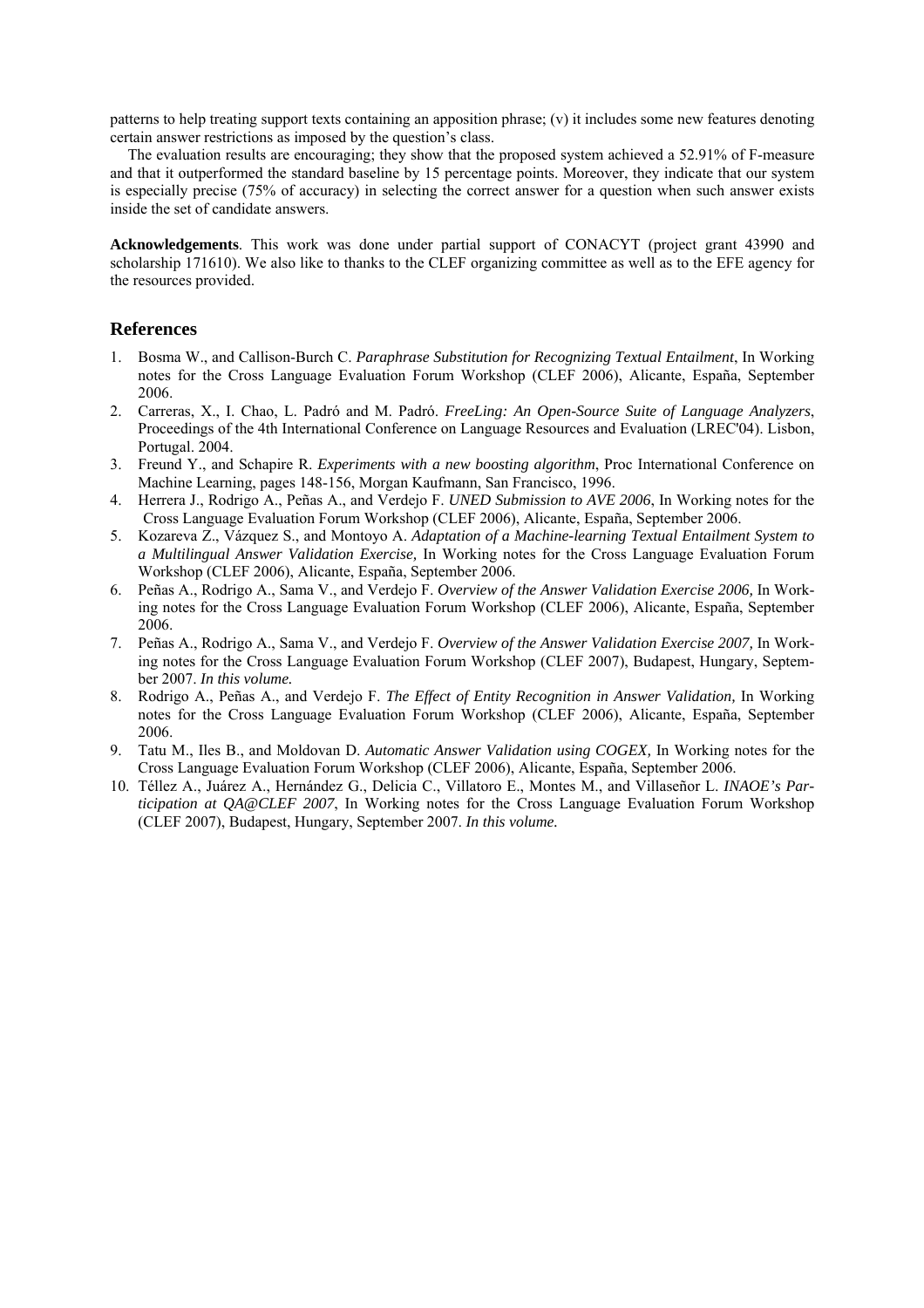patterns to help treating support texts containing an apposition phrase; (v) it includes some new features denoting certain answer restrictions as imposed by the question's class.

The evaluation results are encouraging; they show that the proposed system achieved a 52.91% of F-measure and that it outperformed the standard baseline by 15 percentage points. Moreover, they indicate that our system is especially precise (75% of accuracy) in selecting the correct answer for a question when such answer exists inside the set of candidate answers.

**Acknowledgements**. This work was done under partial support of CONACYT (project grant 43990 and scholarship 171610). We also like to thanks to the CLEF organizing committee as well as to the EFE agency for the resources provided.

## References

1. Bosma W., and Callison-Burch C. *Paraphrase Substitution for Recognizing Textual Entailment*, In Working notes for the Cross Language Evaluation Forum Workshop (CLEF 2006), Alicante, España, September 2006.
2. Carreras, X., I. Chao, L. Padró and M. Padró. *FreeLing: An Open-Source Suite of Language Analyzers*, Proceedings of the 4th International Conference on Language Resources and Evaluation (LREC'04). Lisbon, Portugal. 2004.
3. Freund Y., and Schapire R. *Experiments with a new boosting algorithm*, Proc International Conference on Machine Learning, pages 148-156, Morgan Kaufmann, San Francisco, 1996.
4. Herrera J., Rodrigo A., Peñas A., and Verdejo F. *UNED Submission to AVE 2006*, In Working notes for the Cross Language Evaluation Forum Workshop (CLEF 2006), Alicante, España, September 2006.
5. Kozareva Z., Vázquez S., and Montoyo A. *Adaptation of a Machine-learning Textual Entailment System to a Multilingual Answer Validation Exercise,* In Working notes for the Cross Language Evaluation Forum Workshop (CLEF 2006), Alicante, España, September 2006.
6. Peñas A., Rodrigo A., Sama V., and Verdejo F. *Overview of the Answer Validation Exercise 2006,* In Working notes for the Cross Language Evaluation Forum Workshop (CLEF 2006), Alicante, España, September 2006.
7. Peñas A., Rodrigo A., Sama V., and Verdejo F. *Overview of the Answer Validation Exercise 2007,* In Working notes for the Cross Language Evaluation Forum Workshop (CLEF 2007), Budapest, Hungary, September 2007. *In this volume.*
8. Rodrigo A., Peñas A., and Verdejo F. *The Effect of Entity Recognition in Answer Validation,* In Working notes for the Cross Language Evaluation Forum Workshop (CLEF 2006), Alicante, España, September 2006.
9. Tatu M., Iles B., and Moldovan D. *Automatic Answer Validation using COGEX,* In Working notes for the Cross Language Evaluation Forum Workshop (CLEF 2006), Alicante, España, September 2006.
10. Téllez A., Juárez A., Hernández G., Delicia C., Villatoro E., Montes M., and Villaseñor L. *INAOE's Participation at QA@CLEF 2007*, In Working notes for the Cross Language Evaluation Forum Workshop (CLEF 2007), Budapest, Hungary, September 2007. *In this volume.*